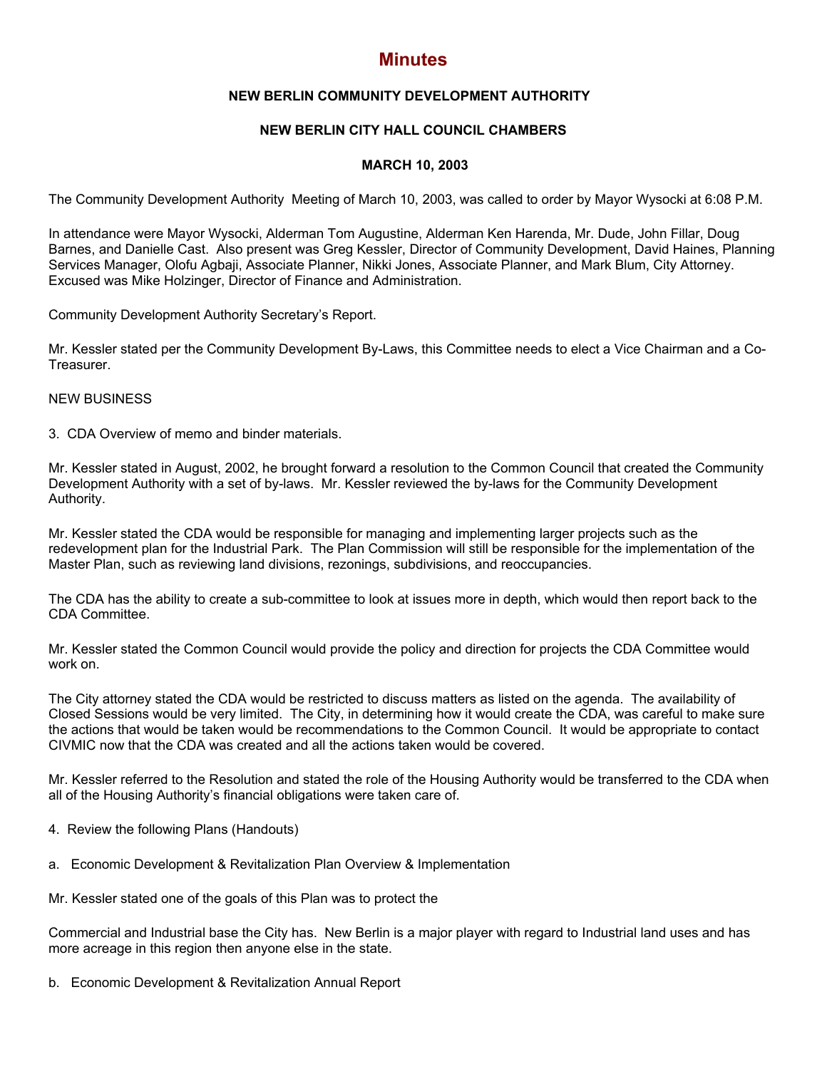# Minutes

**NEW BERLIN COMMUNITY DEVELOPMENT AUTHORITY**

**NEW BERLIN CITY HALL COUNCIL CHAMBERS**

**MARCH 10, 2003**

The Community Development Authority Meeting of March 10, 2003, was called to order by Mayor Wysocki at 6:08 P.M.

In attendance were Mayor Wysocki, Alderman Tom Augustine, Alderman Ken Harenda, Mr. Dude, John Fillar, Doug Barnes, and Danielle Cast. Also present was Greg Kessler, Director of Community Development, David Haines, Planning Services Manager, Olofu Agbaji, Associate Planner, Nikki Jones, Associate Planner, and Mark Blum, City Attorney. Excused was Mike Holzinger, Director of Finance and Administration.

Community Development Authority Secretary's Report.

Mr. Kessler stated per the Community Development By-Laws, this Committee needs to elect a Vice Chairman and a Co-Treasurer.

NEW BUSINESS

3. CDA Overview of memo and binder materials.

Mr. Kessler stated in August, 2002, he brought forward a resolution to the Common Council that created the Community Development Authority with a set of by-laws. Mr. Kessler reviewed the by-laws for the Community Development Authority.

Mr. Kessler stated the CDA would be responsible for managing and implementing larger projects such as the redevelopment plan for the Industrial Park. The Plan Commission will still be responsible for the implementation of the Master Plan, such as reviewing land divisions, rezonings, subdivisions, and reoccupancies.

The CDA has the ability to create a sub-committee to look at issues more in depth, which would then report back to the CDA Committee.

Mr. Kessler stated the Common Council would provide the policy and direction for projects the CDA Committee would work on.

The City attorney stated the CDA would be restricted to discuss matters as listed on the agenda. The availability of Closed Sessions would be very limited. The City, in determining how it would create the CDA, was careful to make sure the actions that would be taken would be recommendations to the Common Council. It would be appropriate to contact CIVMIC now that the CDA was created and all the actions taken would be covered.

Mr. Kessler referred to the Resolution and stated the role of the Housing Authority would be transferred to the CDA when all of the Housing Authority's financial obligations were taken care of.

4. Review the following Plans (Handouts)

a. Economic Development & Revitalization Plan Overview & Implementation

Mr. Kessler stated one of the goals of this Plan was to protect the

Commercial and Industrial base the City has. New Berlin is a major player with regard to Industrial land uses and has more acreage in this region then anyone else in the state.

b. Economic Development & Revitalization Annual Report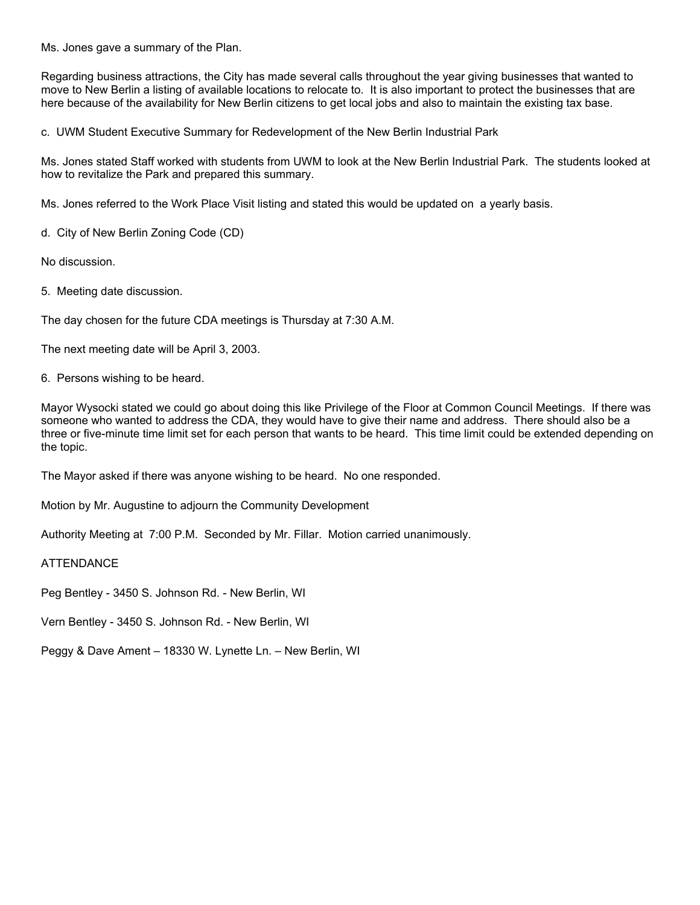Ms. Jones gave a summary of the Plan.

Regarding business attractions, the City has made several calls throughout the year giving businesses that wanted to move to New Berlin a listing of available locations to relocate to. It is also important to protect the businesses that are here because of the availability for New Berlin citizens to get local jobs and also to maintain the existing tax base.

c. UWM Student Executive Summary for Redevelopment of the New Berlin Industrial Park

Ms. Jones stated Staff worked with students from UWM to look at the New Berlin Industrial Park. The students looked at how to revitalize the Park and prepared this summary.

Ms. Jones referred to the Work Place Visit listing and stated this would be updated on a yearly basis.

d. City of New Berlin Zoning Code (CD)

No discussion.

5. Meeting date discussion.

The day chosen for the future CDA meetings is Thursday at 7:30 A.M.

The next meeting date will be April 3, 2003.

6. Persons wishing to be heard.

Mayor Wysocki stated we could go about doing this like Privilege of the Floor at Common Council Meetings. If there was someone who wanted to address the CDA, they would have to give their name and address. There should also be a three or five-minute time limit set for each person that wants to be heard. This time limit could be extended depending on the topic.

The Mayor asked if there was anyone wishing to be heard. No one responded.

Motion by Mr. Augustine to adjourn the Community Development

Authority Meeting at 7:00 P.M. Seconded by Mr. Fillar. Motion carried unanimously.

ATTENDANCE

Peg Bentley - 3450 S. Johnson Rd. - New Berlin, WI

Vern Bentley - 3450 S. Johnson Rd. - New Berlin, WI

Peggy & Dave Ament – 18330 W. Lynette Ln. – New Berlin, WI